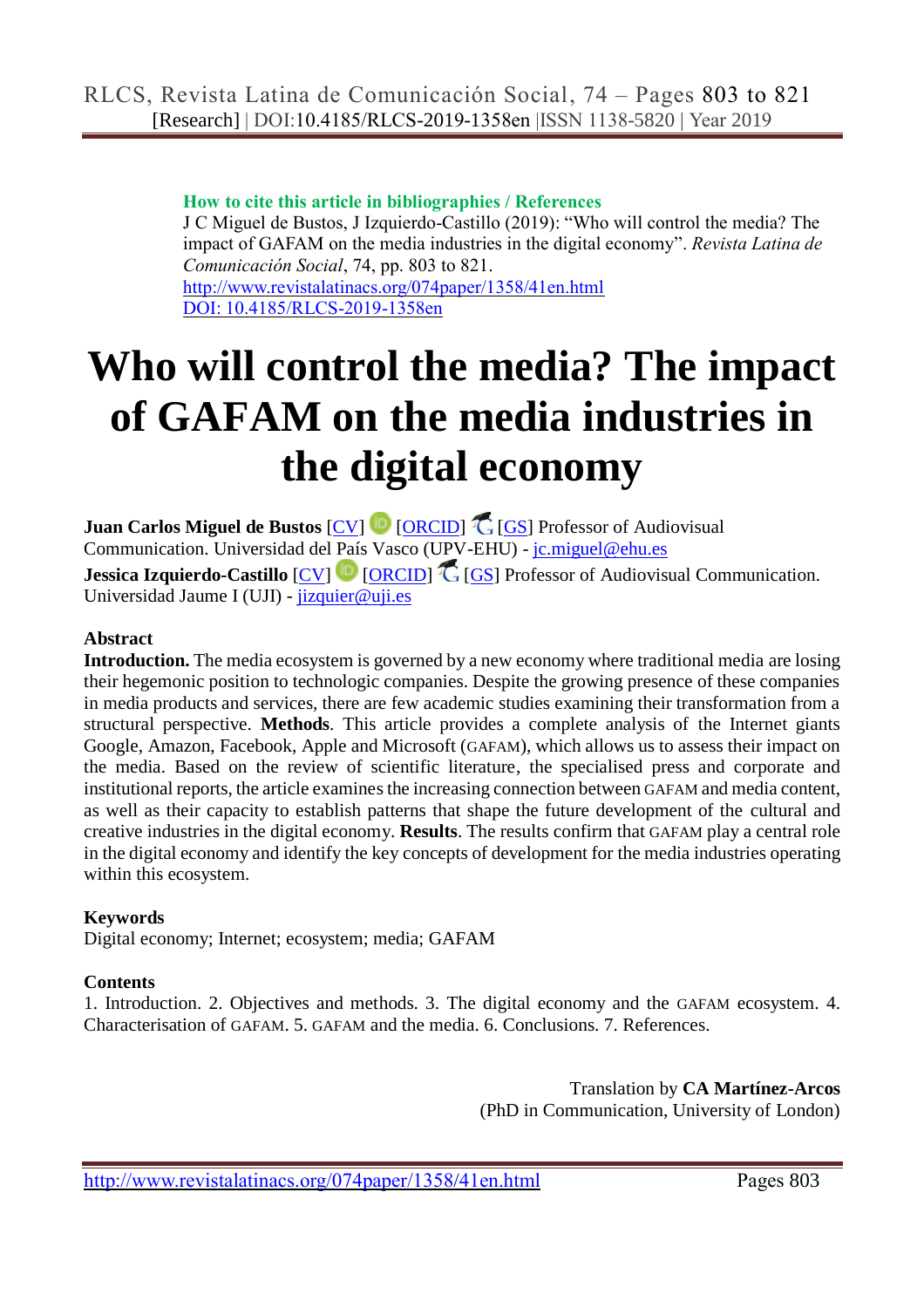**How to cite this article in bibliographies / References**

J C Miguel de Bustos, J Izquierdo-Castillo (2019): “Who will control the media? The impact of GAFAM on the media industries in the digital economy”. *Revista Latina de Comunicación Social*, 74, pp. 803 to 821.
http://www.revistalatinacs.org/074paper/1358/41en.html
DOI: 10.4185/RLCS-2019-1358en

# Who will control the media? The impact of GAFAM on the media industries in the digital economy

**Juan Carlos Miguel de Bustos** [CV] [ORCID] [GS] Professor of Audiovisual Communication. Universidad del País Vasco (UPV-EHU) - jc.miguel@ehu.es

**Jessica Izquierdo-Castillo** [CV] [ORCID] [GS] Professor of Audiovisual Communication. Universidad Jaume I (UJI) - jizquier@uji.es

**Abstract**

**Introduction.** The media ecosystem is governed by a new economy where traditional media are losing their hegemonic position to technologic companies. Despite the growing presence of these companies in media products and services, there are few academic studies examining their transformation from a structural perspective. **Methods**. This article provides a complete analysis of the Internet giants Google, Amazon, Facebook, Apple and Microsoft (GAFAM), which allows us to assess their impact on the media. Based on the review of scientific literature, the specialised press and corporate and institutional reports, the article examines the increasing connection between GAFAM and media content, as well as their capacity to establish patterns that shape the future development of the cultural and creative industries in the digital economy. **Results**. The results confirm that GAFAM play a central role in the digital economy and identify the key concepts of development for the media industries operating within this ecosystem.

**Keywords**

Digital economy; Internet; ecosystem; media; GAFAM

**Contents**

1. Introduction. 2. Objectives and methods. 3. The digital economy and the GAFAM ecosystem. 4. Characterisation of GAFAM. 5. GAFAM and the media. 6. Conclusions. 7. References.

Translation by **CA Martínez-Arcos**
(PhD in Communication, University of London)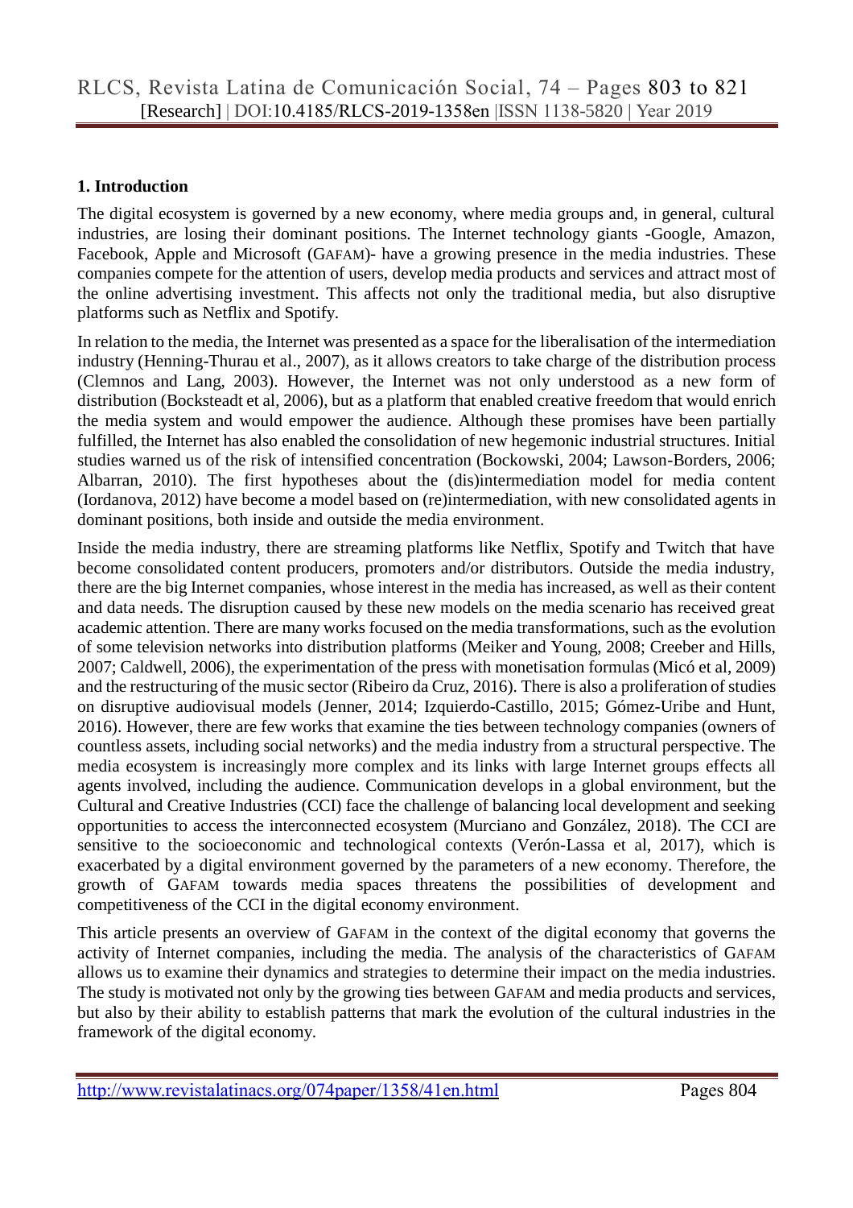## 1. Introduction

The digital ecosystem is governed by a new economy, where media groups and, in general, cultural industries, are losing their dominant positions. The Internet technology giants -Google, Amazon, Facebook, Apple and Microsoft (GAFAM)- have a growing presence in the media industries. These companies compete for the attention of users, develop media products and services and attract most of the online advertising investment. This affects not only the traditional media, but also disruptive platforms such as Netflix and Spotify.

In relation to the media, the Internet was presented as a space for the liberalisation of the intermediation industry (Henning-Thurau et al., 2007), as it allows creators to take charge of the distribution process (Clemnos and Lang, 2003). However, the Internet was not only understood as a new form of distribution (Bocksteadt et al, 2006), but as a platform that enabled creative freedom that would enrich the media system and would empower the audience. Although these promises have been partially fulfilled, the Internet has also enabled the consolidation of new hegemonic industrial structures. Initial studies warned us of the risk of intensified concentration (Bockowski, 2004; Lawson-Borders, 2006; Albarran, 2010). The first hypotheses about the (dis)intermediation model for media content (Iordanova, 2012) have become a model based on (re)intermediation, with new consolidated agents in dominant positions, both inside and outside the media environment.

Inside the media industry, there are streaming platforms like Netflix, Spotify and Twitch that have become consolidated content producers, promoters and/or distributors. Outside the media industry, there are the big Internet companies, whose interest in the media has increased, as well as their content and data needs. The disruption caused by these new models on the media scenario has received great academic attention. There are many works focused on the media transformations, such as the evolution of some television networks into distribution platforms (Meiker and Young, 2008; Creeber and Hills, 2007; Caldwell, 2006), the experimentation of the press with monetisation formulas (Micó et al, 2009) and the restructuring of the music sector (Ribeiro da Cruz, 2016). There is also a proliferation of studies on disruptive audiovisual models (Jenner, 2014; Izquierdo-Castillo, 2015; Gómez-Uribe and Hunt, 2016). However, there are few works that examine the ties between technology companies (owners of countless assets, including social networks) and the media industry from a structural perspective. The media ecosystem is increasingly more complex and its links with large Internet groups effects all agents involved, including the audience. Communication develops in a global environment, but the Cultural and Creative Industries (CCI) face the challenge of balancing local development and seeking opportunities to access the interconnected ecosystem (Murciano and González, 2018). The CCI are sensitive to the socioeconomic and technological contexts (Verón-Lassa et al, 2017), which is exacerbated by a digital environment governed by the parameters of a new economy. Therefore, the growth of GAFAM towards media spaces threatens the possibilities of development and competitiveness of the CCI in the digital economy environment.

This article presents an overview of GAFAM in the context of the digital economy that governs the activity of Internet companies, including the media. The analysis of the characteristics of GAFAM allows us to examine their dynamics and strategies to determine their impact on the media industries. The study is motivated not only by the growing ties between GAFAM and media products and services, but also by their ability to establish patterns that mark the evolution of the cultural industries in the framework of the digital economy.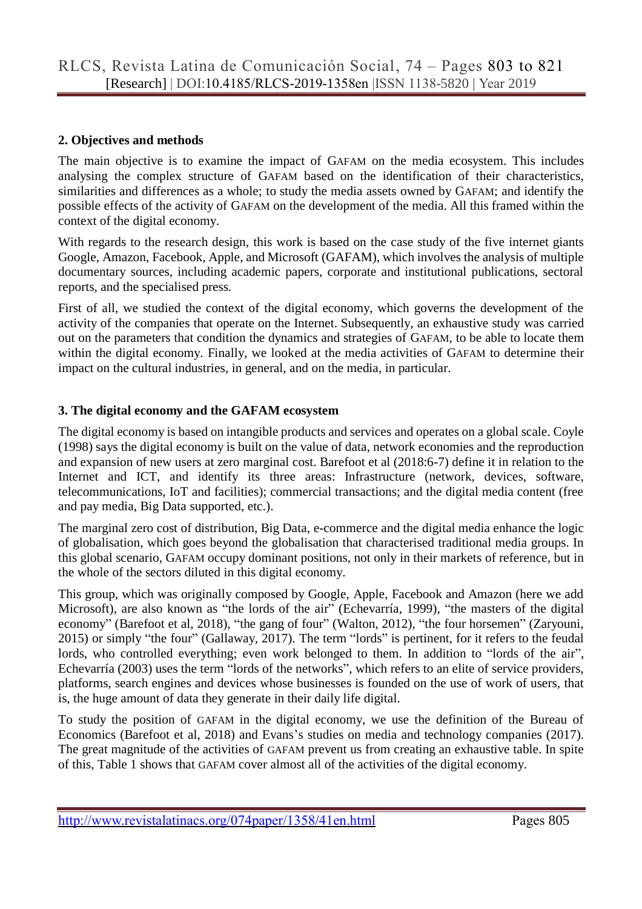## 2. Objectives and methods

The main objective is to examine the impact of GAFAM on the media ecosystem. This includes analysing the complex structure of GAFAM based on the identification of their characteristics, similarities and differences as a whole; to study the media assets owned by GAFAM; and identify the possible effects of the activity of GAFAM on the development of the media. All this framed within the context of the digital economy.

With regards to the research design, this work is based on the case study of the five internet giants Google, Amazon, Facebook, Apple, and Microsoft (GAFAM), which involves the analysis of multiple documentary sources, including academic papers, corporate and institutional publications, sectoral reports, and the specialised press.

First of all, we studied the context of the digital economy, which governs the development of the activity of the companies that operate on the Internet. Subsequently, an exhaustive study was carried out on the parameters that condition the dynamics and strategies of GAFAM, to be able to locate them within the digital economy. Finally, we looked at the media activities of GAFAM to determine their impact on the cultural industries, in general, and on the media, in particular.

## 3. The digital economy and the GAFAM ecosystem

The digital economy is based on intangible products and services and operates on a global scale. Coyle (1998) says the digital economy is built on the value of data, network economies and the reproduction and expansion of new users at zero marginal cost. Barefoot et al (2018:6-7) define it in relation to the Internet and ICT, and identify its three areas: Infrastructure (network, devices, software, telecommunications, IoT and facilities); commercial transactions; and the digital media content (free and pay media, Big Data supported, etc.).

The marginal zero cost of distribution, Big Data, e-commerce and the digital media enhance the logic of globalisation, which goes beyond the globalisation that characterised traditional media groups. In this global scenario, GAFAM occupy dominant positions, not only in their markets of reference, but in the whole of the sectors diluted in this digital economy.

This group, which was originally composed by Google, Apple, Facebook and Amazon (here we add Microsoft), are also known as "the lords of the air" (Echevarría, 1999), "the masters of the digital economy" (Barefoot et al, 2018), "the gang of four" (Walton, 2012), "the four horsemen" (Zaryouni, 2015) or simply "the four" (Gallaway, 2017). The term "lords" is pertinent, for it refers to the feudal lords, who controlled everything; even work belonged to them. In addition to "lords of the air", Echevarría (2003) uses the term "lords of the networks", which refers to an elite of service providers, platforms, search engines and devices whose businesses is founded on the use of work of users, that is, the huge amount of data they generate in their daily life digital.

To study the position of GAFAM in the digital economy, we use the definition of the Bureau of Economics (Barefoot et al, 2018) and Evans's studies on media and technology companies (2017). The great magnitude of the activities of GAFAM prevent us from creating an exhaustive table. In spite of this, Table 1 shows that GAFAM cover almost all of the activities of the digital economy.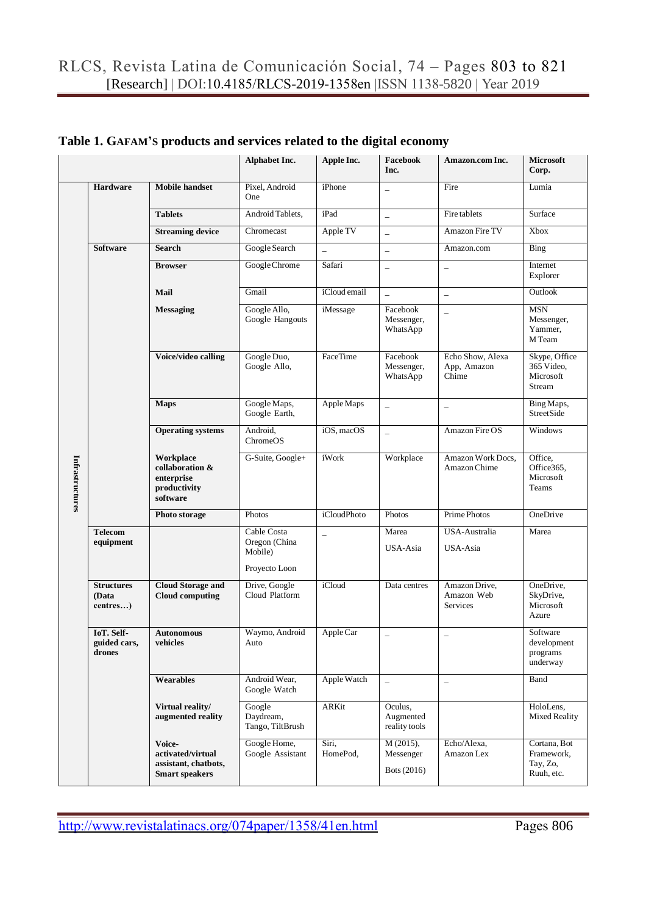**Table 1. GAFAM's products and services related to the digital economy**

| | | | Alphabet Inc. | Apple Inc. | Facebook Inc. | Amazon.com Inc. | Microsoft Corp. |
|---|---|---|---|---|---|---|---|
| Infrastructures | Hardware | Mobile handset | Pixel, Android One | iPhone | _ | Fire | Lumia |
| | | Tablets | Android Tablets, | iPad | _ | Fire tablets | Surface |
| | | Streaming device | Chromecast | Apple TV | _ | Amazon Fire TV | Xbox |
| | Software | Search | Google Search | _ | _ | Amazon.com | Bing |
| | | Browser | Google Chrome | Safari | _ | _ | Internet Explorer |
| | | Mail | Gmail | iCloud email | _ | _ | Outlook |
| | | Messaging | Google Allo, Google Hangouts | iMessage | Facebook Messenger, WhatsApp | _ | MSN Messenger, Yammer, M Team |
| | | Voice/video calling | Google Duo, Google Allo, | FaceTime | Facebook Messenger, WhatsApp | Echo Show, Alexa App, Amazon Chime | Skype, Office 365 Video, Microsoft Stream |
| | | Maps | Google Maps, Google Earth, | Apple Maps | _ | _ | Bing Maps, StreetSide |
| | | Operating systems | Android, ChromeOS | iOS, macOS | _ | Amazon Fire OS | Windows |
| | | Workplace collaboration & enterprise productivity software | G-Suite, Google+ | iWork | Workplace | Amazon Work Docs, Amazon Chime | Office, Office365, Microsoft Teams |
| | | Photo storage | Photos | iCloudPhoto | Photos | Prime Photos | OneDrive |
| | Telecom equipment | | Cable Costa Oregon (China Mobile) Proyecto Loon | _ | Marea USA-Asia | USA-Australia USA-Asia | Marea |
| | Structures (Data centres…) | Cloud Storage and Cloud computing | Drive, Google Cloud Platform | iCloud | Data centres | Amazon Drive, Amazon Web Services | OneDrive, SkyDrive, Microsoft Azure |
| | IoT. Self-guided cars, drones | Autonomous vehicles | Waymo, Android Auto | Apple Car | _ | _ | Software development programs underway |
| | | Wearables | Android Wear, Google Watch | Apple Watch | _ | _ | Band |
| | | Virtual reality/ augmented reality | Google Daydream, Tango, TiltBrush | ARKit | Oculus, Augmented reality tools | | HoloLens, Mixed Reality |
| | | Voice-activated/virtual assistant, chatbots, Smart speakers | Google Home, Google Assistant | Siri, HomePod, | M (2015), Messenger Bots (2016) | Echo/Alexa, Amazon Lex | Cortana, Bot Framework, Tay, Zo, Ruuh, etc. |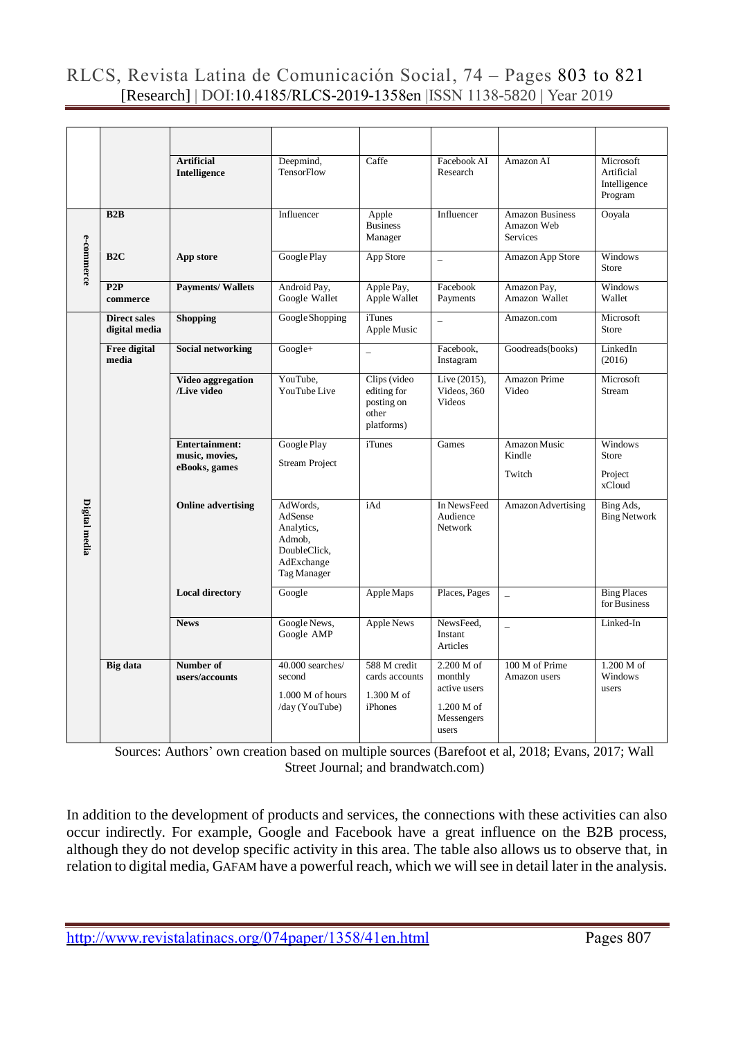|  |  |  |  |  |  |  |  |
|---|---|---|---|---|---|---|---|
|  |  | **Artificial Intelligence** | Deepmind, TensorFlow | Caffe | Facebook AI Research | Amazon AI | Microsoft Artificial Intelligence Program |
| e-commerce | **B2B** |  | Influencer | Apple Business Manager | Influencer | Amazon Business Amazon Web Services | Ooyala |
|  | **B2C** | **App store** | Google Play | App Store | _ | Amazon App Store | Windows Store |
|  | **P2P commerce** | **Payments/ Wallets** | Android Pay, Google Wallet | Apple Pay, Apple Wallet | Facebook Payments | Amazon Pay, Amazon Wallet | Windows Wallet |
| Digital media | **Direct sales digital media** | **Shopping** | Google Shopping | iTunes Apple Music | _ | Amazon.com | Microsoft Store |
|  | **Free digital media** | **Social networking** | Google+ | _ | Facebook, Instagram | Goodreads(books) | LinkedIn (2016) |
|  |  | **Video aggregation /Live video** | YouTube, YouTube Live | Clips (video editing for posting on other platforms) | Live (2015), Videos, 360 Videos | Amazon Prime Video | Microsoft Stream |
|  |  | **Entertainment: music, movies, eBooks, games** | Google Play Stream Project | iTunes | Games | Amazon Music Kindle Twitch | Windows Store Project xCloud |
|  |  | **Online advertising** | AdWords, AdSense Analytics, Admob, DoubleClick, AdExchange Tag Manager | iAd | In NewsFeed Audience Network | Amazon Advertising | Bing Ads, Bing Network |
|  |  | **Local directory** | Google | Apple Maps | Places, Pages | _ | Bing Places for Business |
|  |  | **News** | Google News, Google AMP | Apple News | NewsFeed, Instant Articles | _ | Linked-In |
|  | **Big data** | **Number of users/accounts** | 40.000 searches/ second 1.000 M of hours /day (YouTube) | 588 M credit cards accounts 1.300 M of iPhones | 2.200 M of monthly active users 1.200 M of Messengers users | 100 M of Prime Amazon users | 1.200 M of Windows users |

Sources: Authors' own creation based on multiple sources (Barefoot et al, 2018; Evans, 2017; Wall Street Journal; and brandwatch.com)

In addition to the development of products and services, the connections with these activities can also occur indirectly. For example, Google and Facebook have a great influence on the B2B process, although they do not develop specific activity in this area. The table also allows us to observe that, in relation to digital media, GAFAM have a powerful reach, which we will see in detail later in the analysis.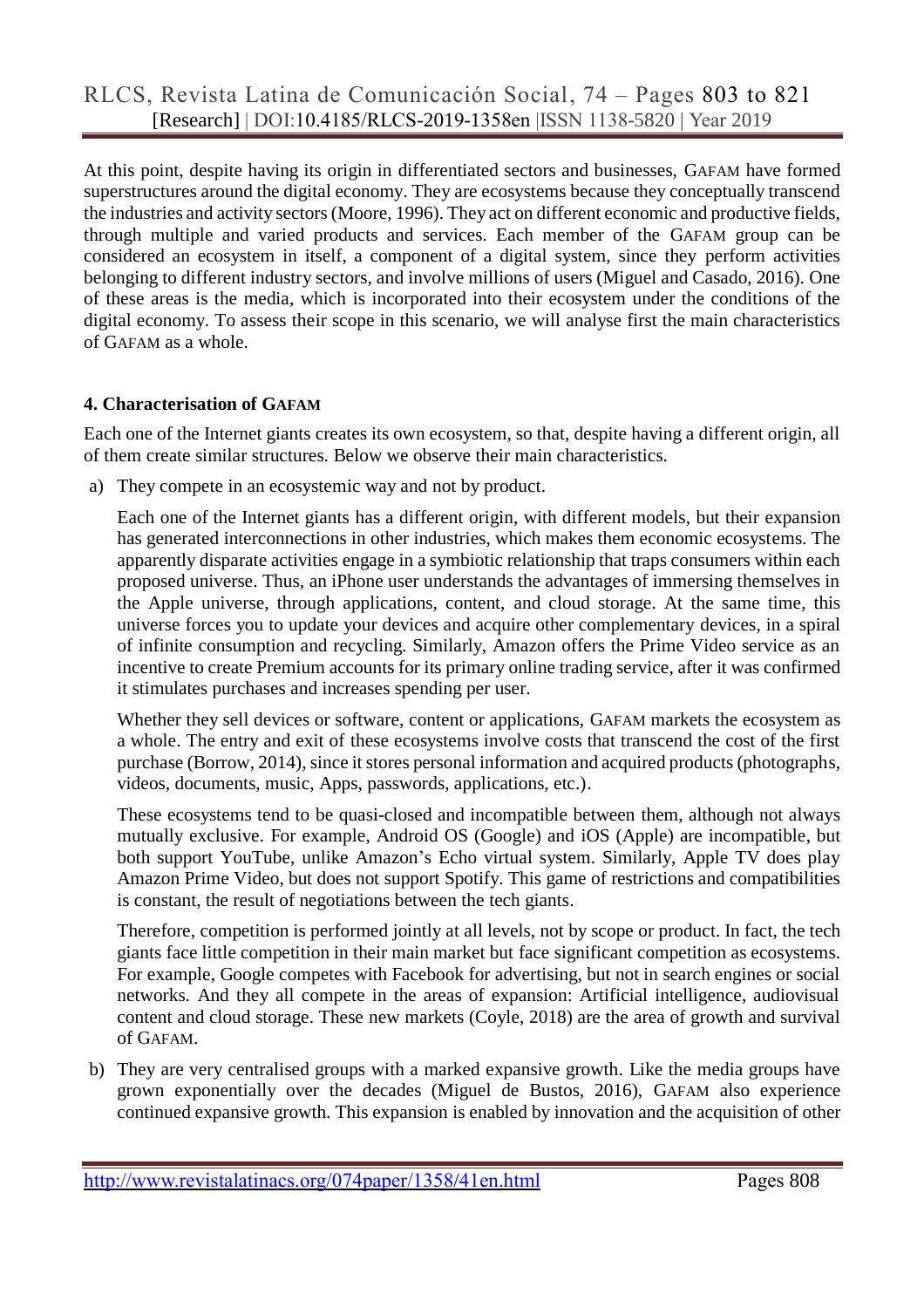At this point, despite having its origin in differentiated sectors and businesses, GAFAM have formed superstructures around the digital economy. They are ecosystems because they conceptually transcend the industries and activity sectors (Moore, 1996). They act on different economic and productive fields, through multiple and varied products and services. Each member of the GAFAM group can be considered an ecosystem in itself, a component of a digital system, since they perform activities belonging to different industry sectors, and involve millions of users (Miguel and Casado, 2016). One of these areas is the media, which is incorporated into their ecosystem under the conditions of the digital economy. To assess their scope in this scenario, we will analyse first the main characteristics of GAFAM as a whole.

## 4. Characterisation of GAFAM

Each one of the Internet giants creates its own ecosystem, so that, despite having a different origin, all of them create similar structures. Below we observe their main characteristics.

a) They compete in an ecosystemic way and not by product.

   Each one of the Internet giants has a different origin, with different models, but their expansion has generated interconnections in other industries, which makes them economic ecosystems. The apparently disparate activities engage in a symbiotic relationship that traps consumers within each proposed universe. Thus, an iPhone user understands the advantages of immersing themselves in the Apple universe, through applications, content, and cloud storage. At the same time, this universe forces you to update your devices and acquire other complementary devices, in a spiral of infinite consumption and recycling. Similarly, Amazon offers the Prime Video service as an incentive to create Premium accounts for its primary online trading service, after it was confirmed it stimulates purchases and increases spending per user.

   Whether they sell devices or software, content or applications, GAFAM markets the ecosystem as a whole. The entry and exit of these ecosystems involve costs that transcend the cost of the first purchase (Borrow, 2014), since it stores personal information and acquired products (photographs, videos, documents, music, Apps, passwords, applications, etc.).

   These ecosystems tend to be quasi-closed and incompatible between them, although not always mutually exclusive. For example, Android OS (Google) and iOS (Apple) are incompatible, but both support YouTube, unlike Amazon's Echo virtual system. Similarly, Apple TV does play Amazon Prime Video, but does not support Spotify. This game of restrictions and compatibilities is constant, the result of negotiations between the tech giants.

   Therefore, competition is performed jointly at all levels, not by scope or product. In fact, the tech giants face little competition in their main market but face significant competition as ecosystems. For example, Google competes with Facebook for advertising, but not in search engines or social networks. And they all compete in the areas of expansion: Artificial intelligence, audiovisual content and cloud storage. These new markets (Coyle, 2018) are the area of growth and survival of GAFAM.

b) They are very centralised groups with a marked expansive growth. Like the media groups have grown exponentially over the decades (Miguel de Bustos, 2016), GAFAM also experience continued expansive growth. This expansion is enabled by innovation and the acquisition of other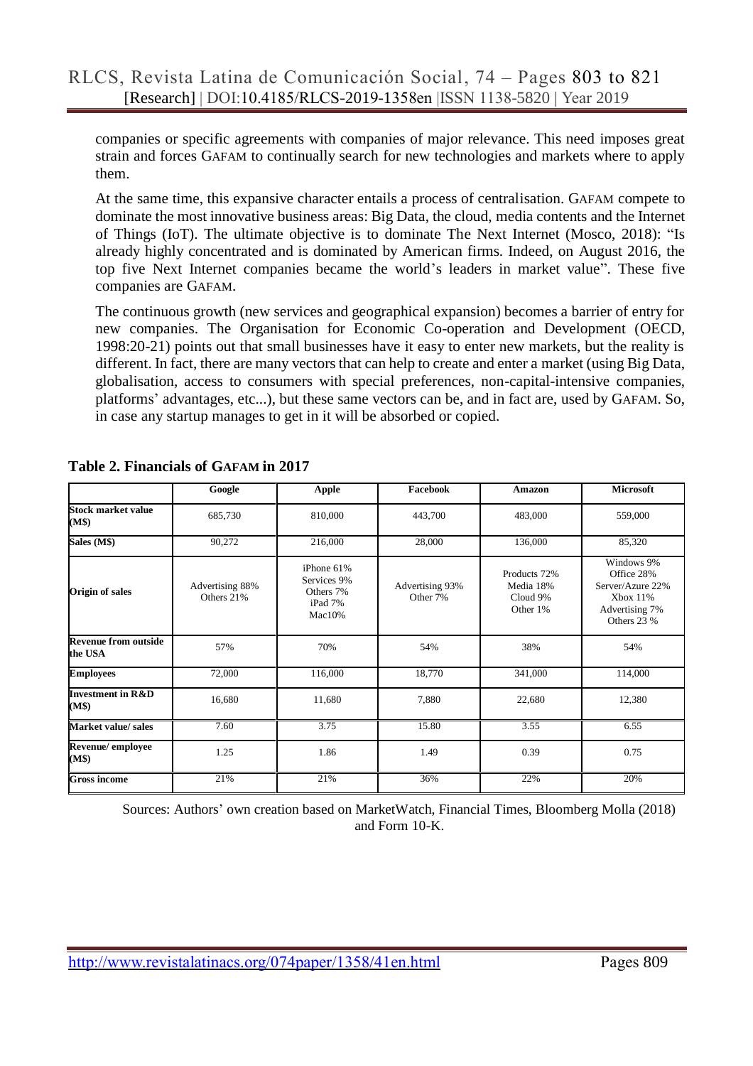companies or specific agreements with companies of major relevance. This need imposes great strain and forces GAFAM to continually search for new technologies and markets where to apply them.

At the same time, this expansive character entails a process of centralisation. GAFAM compete to dominate the most innovative business areas: Big Data, the cloud, media contents and the Internet of Things (IoT). The ultimate objective is to dominate The Next Internet (Mosco, 2018): "Is already highly concentrated and is dominated by American firms. Indeed, on August 2016, the top five Next Internet companies became the world's leaders in market value". These five companies are GAFAM.

The continuous growth (new services and geographical expansion) becomes a barrier of entry for new companies. The Organisation for Economic Co-operation and Development (OECD, 1998:20-21) points out that small businesses have it easy to enter new markets, but the reality is different. In fact, there are many vectors that can help to create and enter a market (using Big Data, globalisation, access to consumers with special preferences, non-capital-intensive companies, platforms' advantages, etc...), but these same vectors can be, and in fact are, used by GAFAM. So, in case any startup manages to get in it will be absorbed or copied.

**Table 2. Financials of GAFAM in 2017**

| | Google | Apple | Facebook | Amazon | Microsoft |
|---|---|---|---|---|---|
| **Stock market value (M$)** | 685,730 | 810,000 | 443,700 | 483,000 | 559,000 |
| **Sales (M$)** | 90,272 | 216,000 | 28,000 | 136,000 | 85,320 |
| **Origin of sales** | Advertising 88% Others 21% | iPhone 61% Services 9% Others 7% iPad 7% Mac10% | Advertising 93% Other 7% | Products 72% Media 18% Cloud 9% Other 1% | Windows 9% Office 28% Server/Azure 22% Xbox 11% Advertising 7% Others 23 % |
| **Revenue from outside the USA** | 57% | 70% | 54% | 38% | 54% |
| **Employees** | 72,000 | 116,000 | 18,770 | 341,000 | 114,000 |
| **Investment in R&D (M$)** | 16,680 | 11,680 | 7,880 | 22,680 | 12,380 |
| **Market value/ sales** | 7.60 | 3.75 | 15.80 | 3.55 | 6.55 |
| **Revenue/ employee (M$)** | 1.25 | 1.86 | 1.49 | 0.39 | 0.75 |
| **Gross income** | 21% | 21% | 36% | 22% | 20% |

Sources: Authors' own creation based on MarketWatch, Financial Times, Bloomberg Molla (2018) and Form 10-K.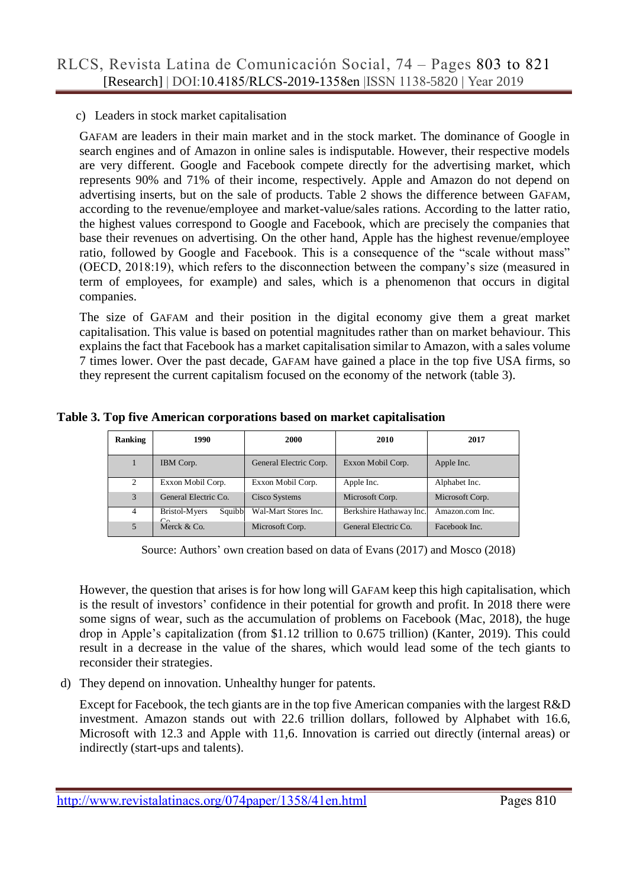c) Leaders in stock market capitalisation

GAFAM are leaders in their main market and in the stock market. The dominance of Google in search engines and of Amazon in online sales is indisputable. However, their respective models are very different. Google and Facebook compete directly for the advertising market, which represents 90% and 71% of their income, respectively. Apple and Amazon do not depend on advertising inserts, but on the sale of products. Table 2 shows the difference between GAFAM, according to the revenue/employee and market-value/sales rations. According to the latter ratio, the highest values correspond to Google and Facebook, which are precisely the companies that base their revenues on advertising. On the other hand, Apple has the highest revenue/employee ratio, followed by Google and Facebook. This is a consequence of the "scale without mass" (OECD, 2018:19), which refers to the disconnection between the company's size (measured in term of employees, for example) and sales, which is a phenomenon that occurs in digital companies.

The size of GAFAM and their position in the digital economy give them a great market capitalisation. This value is based on potential magnitudes rather than on market behaviour. This explains the fact that Facebook has a market capitalisation similar to Amazon, with a sales volume 7 times lower. Over the past decade, GAFAM have gained a place in the top five USA firms, so they represent the current capitalism focused on the economy of the network (table 3).

**Table 3. Top five American corporations based on market capitalisation**

| Ranking | 1990 | 2000 | 2010 | 2017 |
|---|---|---|---|---|
| 1 | IBM Corp. | General Electric Corp. | Exxon Mobil Corp. | Apple Inc. |
| 2 | Exxon Mobil Corp. | Exxon Mobil Corp. | Apple Inc. | Alphabet Inc. |
| 3 | General Electric Co. | Cisco Systems | Microsoft Corp. | Microsoft Corp. |
| 4 | Bristol-Myers Squibb Co. | Wal-Mart Stores Inc. | Berkshire Hathaway Inc. | Amazon.com Inc. |
| 5 | Merck & Co. | Microsoft Corp. | General Electric Co. | Facebook Inc. |

Source: Authors' own creation based on data of Evans (2017) and Mosco (2018)

However, the question that arises is for how long will GAFAM keep this high capitalisation, which is the result of investors' confidence in their potential for growth and profit. In 2018 there were some signs of wear, such as the accumulation of problems on Facebook (Mac, 2018), the huge drop in Apple's capitalization (from $1.12 trillion to 0.675 trillion) (Kanter, 2019). This could result in a decrease in the value of the shares, which would lead some of the tech giants to reconsider their strategies.

d) They depend on innovation. Unhealthy hunger for patents.

Except for Facebook, the tech giants are in the top five American companies with the largest R&D investment. Amazon stands out with 22.6 trillion dollars, followed by Alphabet with 16.6, Microsoft with 12.3 and Apple with 11,6. Innovation is carried out directly (internal areas) or indirectly (start-ups and talents).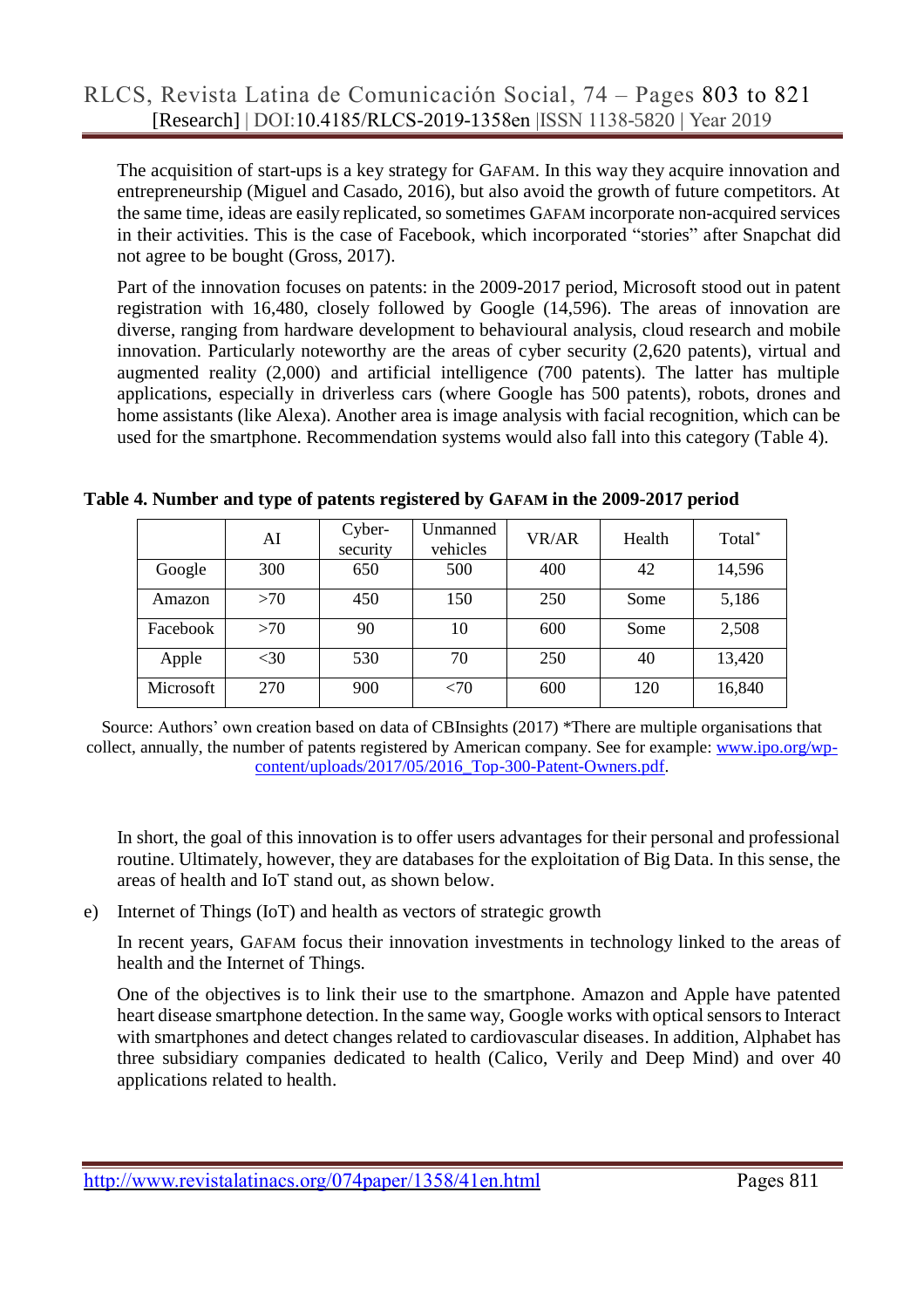The acquisition of start-ups is a key strategy for GAFAM. In this way they acquire innovation and entrepreneurship (Miguel and Casado, 2016), but also avoid the growth of future competitors. At the same time, ideas are easily replicated, so sometimes GAFAM incorporate non-acquired services in their activities. This is the case of Facebook, which incorporated “stories” after Snapchat did not agree to be bought (Gross, 2017).

Part of the innovation focuses on patents: in the 2009-2017 period, Microsoft stood out in patent registration with 16,480, closely followed by Google (14,596). The areas of innovation are diverse, ranging from hardware development to behavioural analysis, cloud research and mobile innovation. Particularly noteworthy are the areas of cyber security (2,620 patents), virtual and augmented reality (2,000) and artificial intelligence (700 patents). The latter has multiple applications, especially in driverless cars (where Google has 500 patents), robots, drones and home assistants (like Alexa). Another area is image analysis with facial recognition, which can be used for the smartphone. Recommendation systems would also fall into this category (Table 4).

**Table 4. Number and type of patents registered by GAFAM in the 2009-2017 period**

| | AI | Cyber-security | Unmanned vehicles | VR/AR | Health | Total* |
|---|---|---|---|---|---|---|
| Google | 300 | 650 | 500 | 400 | 42 | 14,596 |
| Amazon | >70 | 450 | 150 | 250 | Some | 5,186 |
| Facebook | >70 | 90 | 10 | 600 | Some | 2,508 |
| Apple | <30 | 530 | 70 | 250 | 40 | 13,420 |
| Microsoft | 270 | 900 | <70 | 600 | 120 | 16,840 |

Source: Authors’ own creation based on data of CBInsights (2017) *There are multiple organisations that collect, annually, the number of patents registered by American company. See for example: www.ipo.org/wp-content/uploads/2017/05/2016_Top-300-Patent-Owners.pdf.

In short, the goal of this innovation is to offer users advantages for their personal and professional routine. Ultimately, however, they are databases for the exploitation of Big Data. In this sense, the areas of health and IoT stand out, as shown below.

e) Internet of Things (IoT) and health as vectors of strategic growth

In recent years, GAFAM focus their innovation investments in technology linked to the areas of health and the Internet of Things.

One of the objectives is to link their use to the smartphone. Amazon and Apple have patented heart disease smartphone detection. In the same way, Google works with optical sensors to Interact with smartphones and detect changes related to cardiovascular diseases. In addition, Alphabet has three subsidiary companies dedicated to health (Calico, Verily and Deep Mind) and over 40 applications related to health.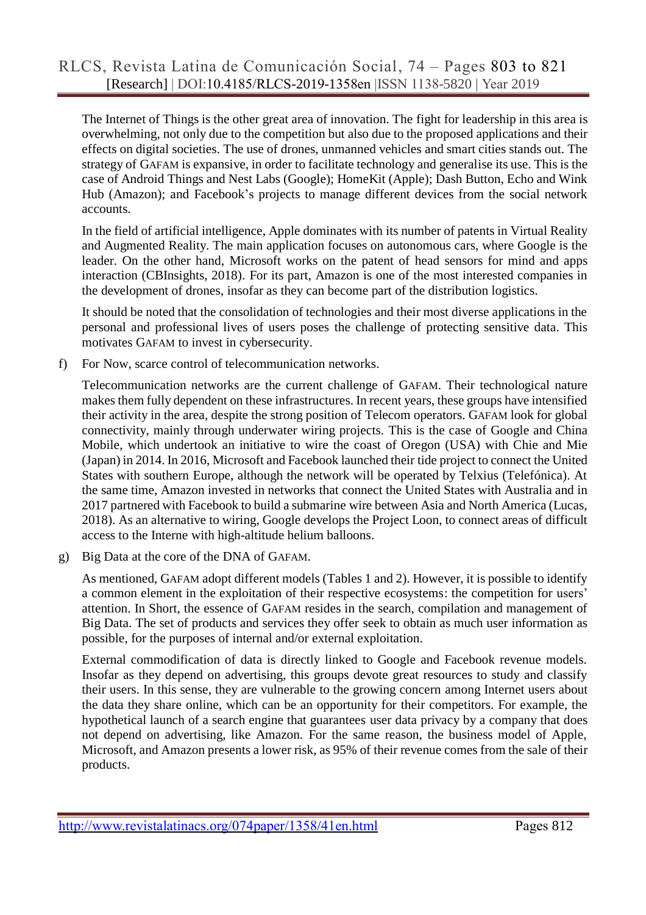The Internet of Things is the other great area of innovation. The fight for leadership in this area is overwhelming, not only due to the competition but also due to the proposed applications and their effects on digital societies. The use of drones, unmanned vehicles and smart cities stands out. The strategy of GAFAM is expansive, in order to facilitate technology and generalise its use. This is the case of Android Things and Nest Labs (Google); HomeKit (Apple); Dash Button, Echo and Wink Hub (Amazon); and Facebook's projects to manage different devices from the social network accounts.

In the field of artificial intelligence, Apple dominates with its number of patents in Virtual Reality and Augmented Reality. The main application focuses on autonomous cars, where Google is the leader. On the other hand, Microsoft works on the patent of head sensors for mind and apps interaction (CBInsights, 2018). For its part, Amazon is one of the most interested companies in the development of drones, insofar as they can become part of the distribution logistics.

It should be noted that the consolidation of technologies and their most diverse applications in the personal and professional lives of users poses the challenge of protecting sensitive data. This motivates GAFAM to invest in cybersecurity.

f) For Now, scarce control of telecommunication networks.

Telecommunication networks are the current challenge of GAFAM. Their technological nature makes them fully dependent on these infrastructures. In recent years, these groups have intensified their activity in the area, despite the strong position of Telecom operators. GAFAM look for global connectivity, mainly through underwater wiring projects. This is the case of Google and China Mobile, which undertook an initiative to wire the coast of Oregon (USA) with Chie and Mie (Japan) in 2014. In 2016, Microsoft and Facebook launched their tide project to connect the United States with southern Europe, although the network will be operated by Telxius (Telefónica). At the same time, Amazon invested in networks that connect the United States with Australia and in 2017 partnered with Facebook to build a submarine wire between Asia and North America (Lucas, 2018). As an alternative to wiring, Google develops the Project Loon, to connect areas of difficult access to the Interne with high-altitude helium balloons.

g) Big Data at the core of the DNA of GAFAM.

As mentioned, GAFAM adopt different models (Tables 1 and 2). However, it is possible to identify a common element in the exploitation of their respective ecosystems: the competition for users' attention. In Short, the essence of GAFAM resides in the search, compilation and management of Big Data. The set of products and services they offer seek to obtain as much user information as possible, for the purposes of internal and/or external exploitation.

External commodification of data is directly linked to Google and Facebook revenue models. Insofar as they depend on advertising, this groups devote great resources to study and classify their users. In this sense, they are vulnerable to the growing concern among Internet users about the data they share online, which can be an opportunity for their competitors. For example, the hypothetical launch of a search engine that guarantees user data privacy by a company that does not depend on advertising, like Amazon. For the same reason, the business model of Apple, Microsoft, and Amazon presents a lower risk, as 95% of their revenue comes from the sale of their products.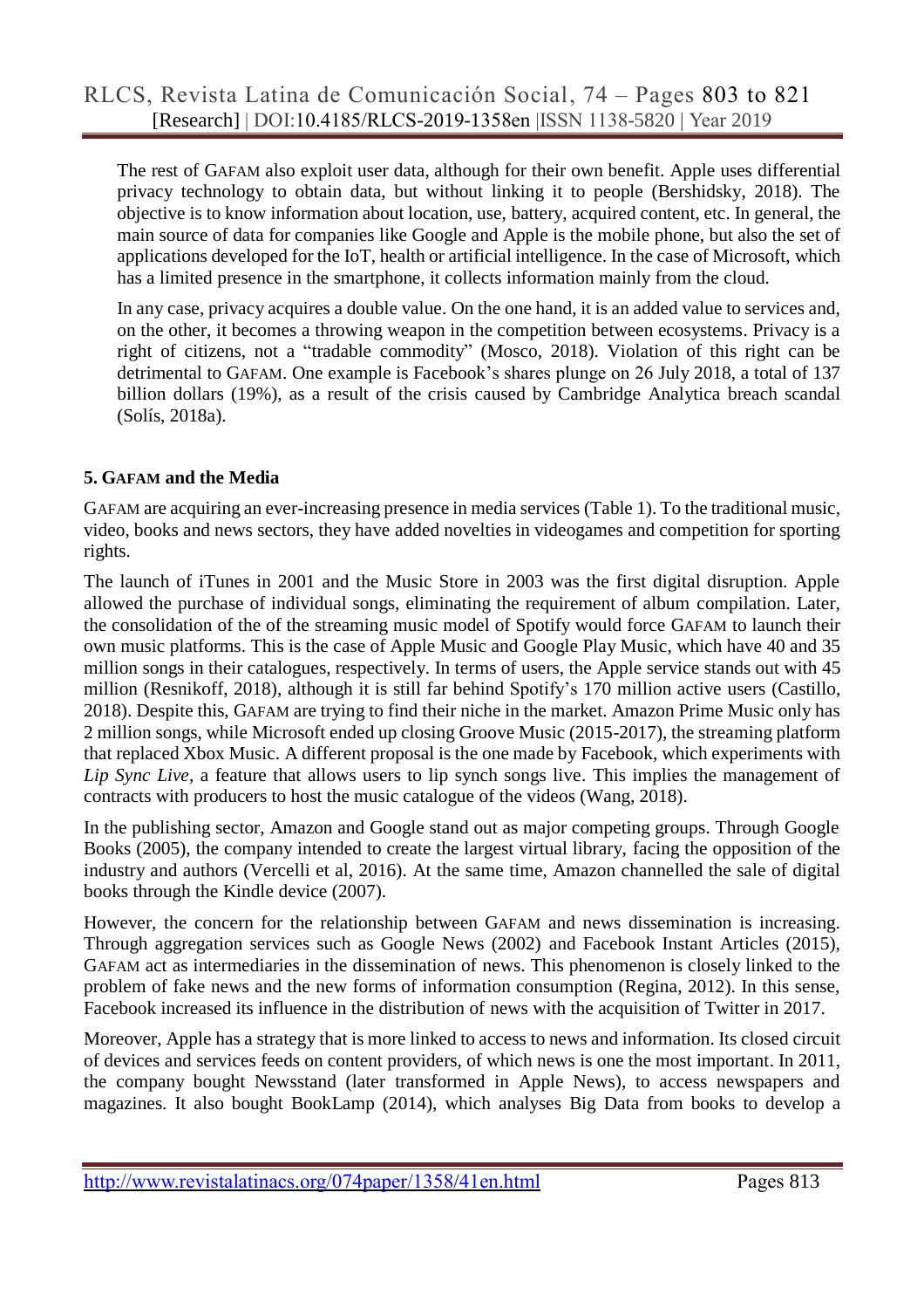The rest of GAFAM also exploit user data, although for their own benefit. Apple uses differential privacy technology to obtain data, but without linking it to people (Bershidsky, 2018). The objective is to know information about location, use, battery, acquired content, etc. In general, the main source of data for companies like Google and Apple is the mobile phone, but also the set of applications developed for the IoT, health or artificial intelligence. In the case of Microsoft, which has a limited presence in the smartphone, it collects information mainly from the cloud.

In any case, privacy acquires a double value. On the one hand, it is an added value to services and, on the other, it becomes a throwing weapon in the competition between ecosystems. Privacy is a right of citizens, not a "tradable commodity" (Mosco, 2018). Violation of this right can be detrimental to GAFAM. One example is Facebook's shares plunge on 26 July 2018, a total of 137 billion dollars (19%), as a result of the crisis caused by Cambridge Analytica breach scandal (Solís, 2018a).

## 5. GAFAM and the Media

GAFAM are acquiring an ever-increasing presence in media services (Table 1). To the traditional music, video, books and news sectors, they have added novelties in videogames and competition for sporting rights.

The launch of iTunes in 2001 and the Music Store in 2003 was the first digital disruption. Apple allowed the purchase of individual songs, eliminating the requirement of album compilation. Later, the consolidation of the of the streaming music model of Spotify would force GAFAM to launch their own music platforms. This is the case of Apple Music and Google Play Music, which have 40 and 35 million songs in their catalogues, respectively. In terms of users, the Apple service stands out with 45 million (Resnikoff, 2018), although it is still far behind Spotify's 170 million active users (Castillo, 2018). Despite this, GAFAM are trying to find their niche in the market. Amazon Prime Music only has 2 million songs, while Microsoft ended up closing Groove Music (2015-2017), the streaming platform that replaced Xbox Music. A different proposal is the one made by Facebook, which experiments with *Lip Sync Live*, a feature that allows users to lip synch songs live. This implies the management of contracts with producers to host the music catalogue of the videos (Wang, 2018).

In the publishing sector, Amazon and Google stand out as major competing groups. Through Google Books (2005), the company intended to create the largest virtual library, facing the opposition of the industry and authors (Vercelli et al, 2016). At the same time, Amazon channelled the sale of digital books through the Kindle device (2007).

However, the concern for the relationship between GAFAM and news dissemination is increasing. Through aggregation services such as Google News (2002) and Facebook Instant Articles (2015), GAFAM act as intermediaries in the dissemination of news. This phenomenon is closely linked to the problem of fake news and the new forms of information consumption (Regina, 2012). In this sense, Facebook increased its influence in the distribution of news with the acquisition of Twitter in 2017.

Moreover, Apple has a strategy that is more linked to access to news and information. Its closed circuit of devices and services feeds on content providers, of which news is one the most important. In 2011, the company bought Newsstand (later transformed in Apple News), to access newspapers and magazines. It also bought BookLamp (2014), which analyses Big Data from books to develop a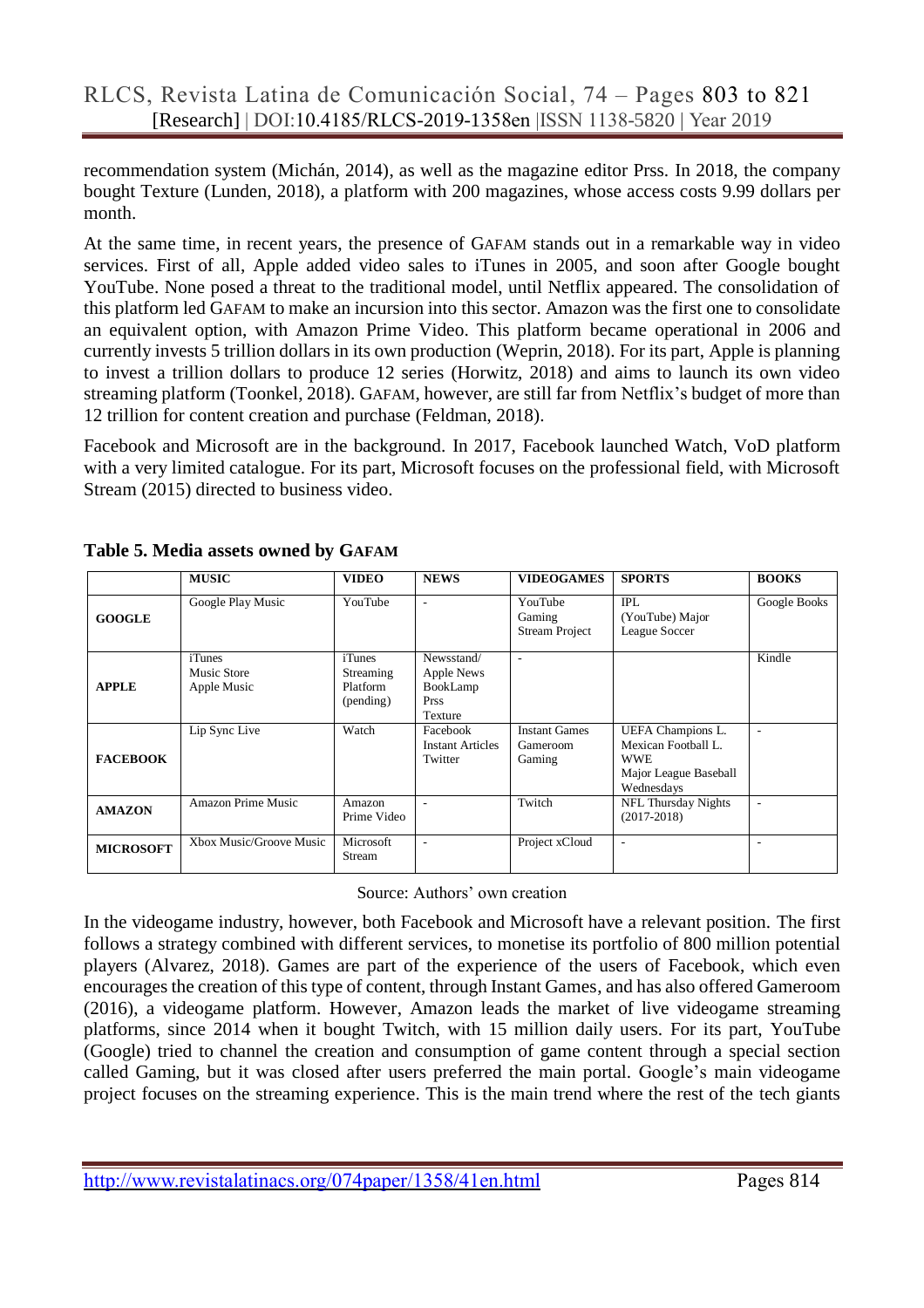recommendation system (Michán, 2014), as well as the magazine editor Prss. In 2018, the company bought Texture (Lunden, 2018), a platform with 200 magazines, whose access costs 9.99 dollars per month.

At the same time, in recent years, the presence of GAFAM stands out in a remarkable way in video services. First of all, Apple added video sales to iTunes in 2005, and soon after Google bought YouTube. None posed a threat to the traditional model, until Netflix appeared. The consolidation of this platform led GAFAM to make an incursion into this sector. Amazon was the first one to consolidate an equivalent option, with Amazon Prime Video. This platform became operational in 2006 and currently invests 5 trillion dollars in its own production (Weprin, 2018). For its part, Apple is planning to invest a trillion dollars to produce 12 series (Horwitz, 2018) and aims to launch its own video streaming platform (Toonkel, 2018). GAFAM, however, are still far from Netflix's budget of more than 12 trillion for content creation and purchase (Feldman, 2018).

Facebook and Microsoft are in the background. In 2017, Facebook launched Watch, VoD platform with a very limited catalogue. For its part, Microsoft focuses on the professional field, with Microsoft Stream (2015) directed to business video.

**Table 5. Media assets owned by GAFAM**

| | MUSIC | VIDEO | NEWS | VIDEOGAMES | SPORTS | BOOKS |
|---|---|---|---|---|---|---|
| **GOOGLE** | Google Play Music | YouTube | - | YouTube Gaming Stream Project | IPL (YouTube) Major League Soccer | Google Books |
| **APPLE** | iTunes Music Store Apple Music | iTunes Streaming Platform (pending) | Newsstand/ Apple News BookLamp Prss Texture | - | | Kindle |
| **FACEBOOK** | Lip Sync Live | Watch | Facebook Instant Articles Twitter | Instant Games Gameroom Gaming | UEFA Champions L. Mexican Football L. WWE Major League Baseball Wednesdays | - |
| **AMAZON** | Amazon Prime Music | Amazon Prime Video | - | Twitch | NFL Thursday Nights (2017-2018) | - |
| **MICROSOFT** | Xbox Music/Groove Music | Microsoft Stream | - | Project xCloud | - | - |

Source: Authors' own creation

In the videogame industry, however, both Facebook and Microsoft have a relevant position. The first follows a strategy combined with different services, to monetise its portfolio of 800 million potential players (Alvarez, 2018). Games are part of the experience of the users of Facebook, which even encourages the creation of this type of content, through Instant Games, and has also offered Gameroom (2016), a videogame platform. However, Amazon leads the market of live videogame streaming platforms, since 2014 when it bought Twitch, with 15 million daily users. For its part, YouTube (Google) tried to channel the creation and consumption of game content through a special section called Gaming, but it was closed after users preferred the main portal. Google's main videogame project focuses on the streaming experience. This is the main trend where the rest of the tech giants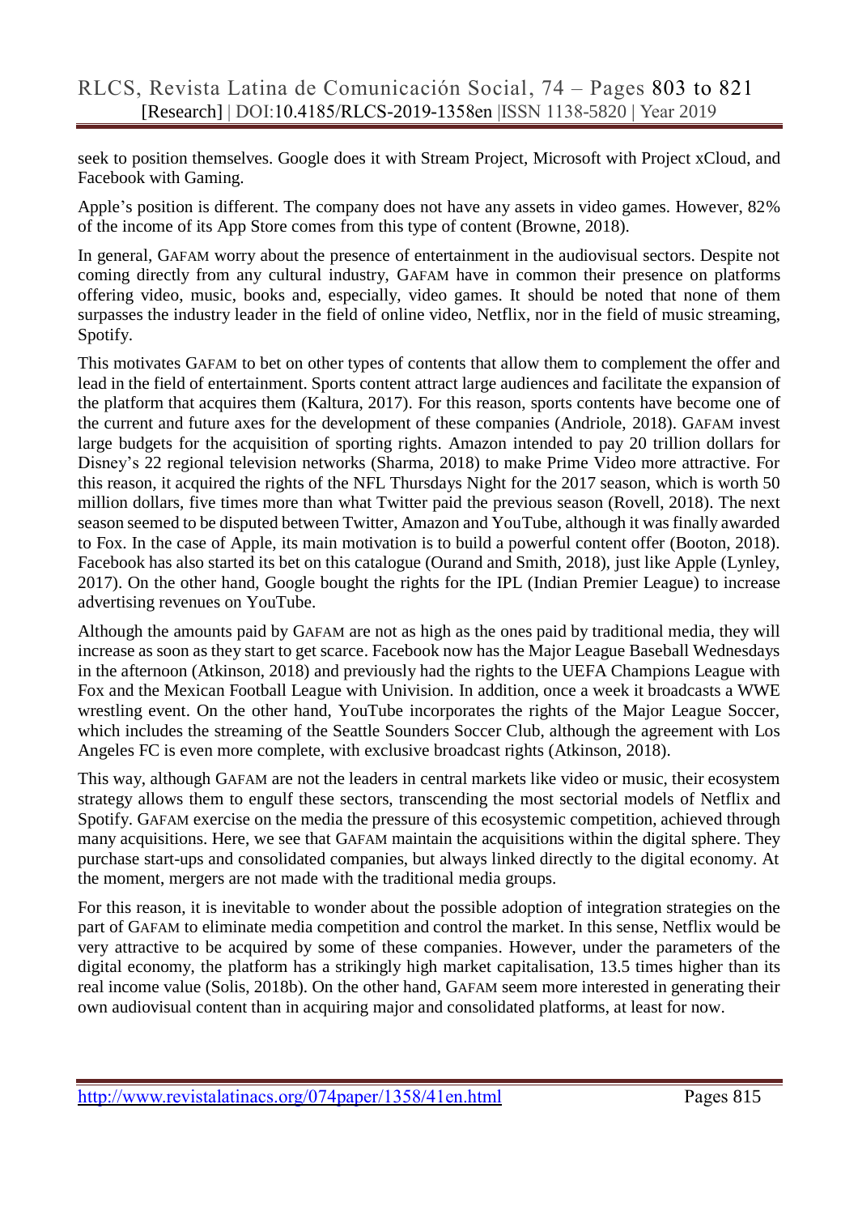seek to position themselves. Google does it with Stream Project, Microsoft with Project xCloud, and Facebook with Gaming.

Apple's position is different. The company does not have any assets in video games. However, 82% of the income of its App Store comes from this type of content (Browne, 2018).

In general, GAFAM worry about the presence of entertainment in the audiovisual sectors. Despite not coming directly from any cultural industry, GAFAM have in common their presence on platforms offering video, music, books and, especially, video games. It should be noted that none of them surpasses the industry leader in the field of online video, Netflix, nor in the field of music streaming, Spotify.

This motivates GAFAM to bet on other types of contents that allow them to complement the offer and lead in the field of entertainment. Sports content attract large audiences and facilitate the expansion of the platform that acquires them (Kaltura, 2017). For this reason, sports contents have become one of the current and future axes for the development of these companies (Andriole, 2018). GAFAM invest large budgets for the acquisition of sporting rights. Amazon intended to pay 20 trillion dollars for Disney's 22 regional television networks (Sharma, 2018) to make Prime Video more attractive. For this reason, it acquired the rights of the NFL Thursdays Night for the 2017 season, which is worth 50 million dollars, five times more than what Twitter paid the previous season (Rovell, 2018). The next season seemed to be disputed between Twitter, Amazon and YouTube, although it was finally awarded to Fox. In the case of Apple, its main motivation is to build a powerful content offer (Booton, 2018). Facebook has also started its bet on this catalogue (Ourand and Smith, 2018), just like Apple (Lynley, 2017). On the other hand, Google bought the rights for the IPL (Indian Premier League) to increase advertising revenues on YouTube.

Although the amounts paid by GAFAM are not as high as the ones paid by traditional media, they will increase as soon as they start to get scarce. Facebook now has the Major League Baseball Wednesdays in the afternoon (Atkinson, 2018) and previously had the rights to the UEFA Champions League with Fox and the Mexican Football League with Univision. In addition, once a week it broadcasts a WWE wrestling event. On the other hand, YouTube incorporates the rights of the Major League Soccer, which includes the streaming of the Seattle Sounders Soccer Club, although the agreement with Los Angeles FC is even more complete, with exclusive broadcast rights (Atkinson, 2018).

This way, although GAFAM are not the leaders in central markets like video or music, their ecosystem strategy allows them to engulf these sectors, transcending the most sectorial models of Netflix and Spotify. GAFAM exercise on the media the pressure of this ecosystemic competition, achieved through many acquisitions. Here, we see that GAFAM maintain the acquisitions within the digital sphere. They purchase start-ups and consolidated companies, but always linked directly to the digital economy. At the moment, mergers are not made with the traditional media groups.

For this reason, it is inevitable to wonder about the possible adoption of integration strategies on the part of GAFAM to eliminate media competition and control the market. In this sense, Netflix would be very attractive to be acquired by some of these companies. However, under the parameters of the digital economy, the platform has a strikingly high market capitalisation, 13.5 times higher than its real income value (Solis, 2018b). On the other hand, GAFAM seem more interested in generating their own audiovisual content than in acquiring major and consolidated platforms, at least for now.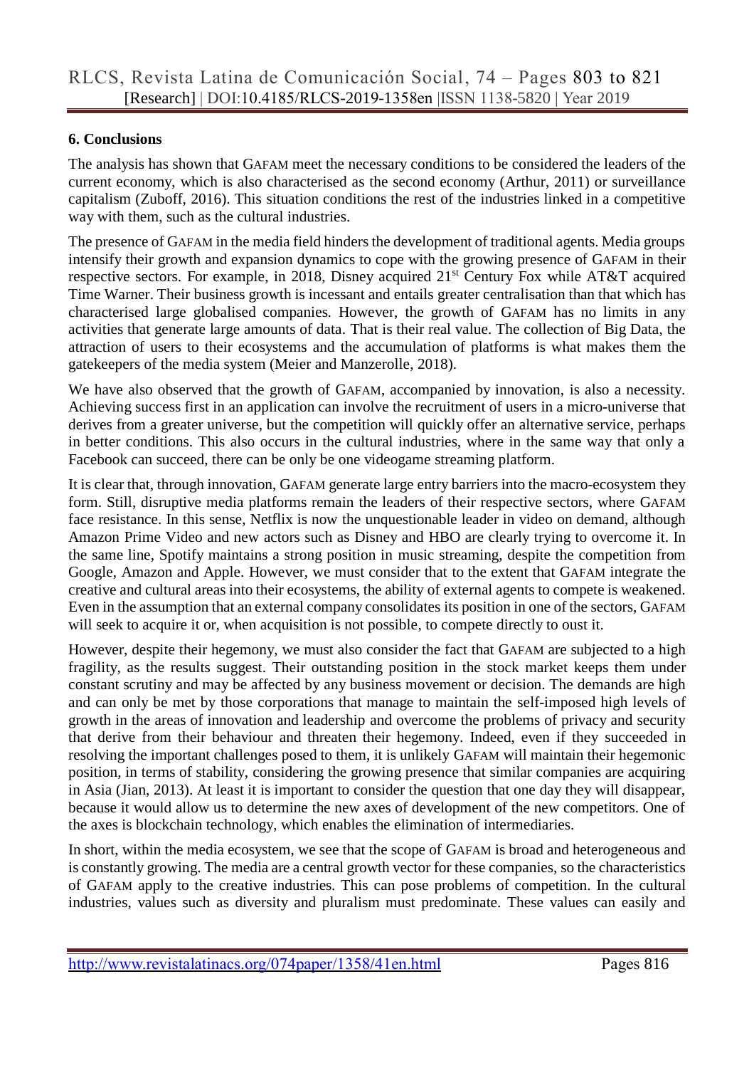## 6. Conclusions

The analysis has shown that GAFAM meet the necessary conditions to be considered the leaders of the current economy, which is also characterised as the second economy (Arthur, 2011) or surveillance capitalism (Zuboff, 2016). This situation conditions the rest of the industries linked in a competitive way with them, such as the cultural industries.

The presence of GAFAM in the media field hinders the development of traditional agents. Media groups intensify their growth and expansion dynamics to cope with the growing presence of GAFAM in their respective sectors. For example, in 2018, Disney acquired 21st Century Fox while AT&T acquired Time Warner. Their business growth is incessant and entails greater centralisation than that which has characterised large globalised companies. However, the growth of GAFAM has no limits in any activities that generate large amounts of data. That is their real value. The collection of Big Data, the attraction of users to their ecosystems and the accumulation of platforms is what makes them the gatekeepers of the media system (Meier and Manzerolle, 2018).

We have also observed that the growth of GAFAM, accompanied by innovation, is also a necessity. Achieving success first in an application can involve the recruitment of users in a micro-universe that derives from a greater universe, but the competition will quickly offer an alternative service, perhaps in better conditions. This also occurs in the cultural industries, where in the same way that only a Facebook can succeed, there can be only one videogame streaming platform.

It is clear that, through innovation, GAFAM generate large entry barriers into the macro-ecosystem they form. Still, disruptive media platforms remain the leaders of their respective sectors, where GAFAM face resistance. In this sense, Netflix is now the unquestionable leader in video on demand, although Amazon Prime Video and new actors such as Disney and HBO are clearly trying to overcome it. In the same line, Spotify maintains a strong position in music streaming, despite the competition from Google, Amazon and Apple. However, we must consider that to the extent that GAFAM integrate the creative and cultural areas into their ecosystems, the ability of external agents to compete is weakened. Even in the assumption that an external company consolidates its position in one of the sectors, GAFAM will seek to acquire it or, when acquisition is not possible, to compete directly to oust it.

However, despite their hegemony, we must also consider the fact that GAFAM are subjected to a high fragility, as the results suggest. Their outstanding position in the stock market keeps them under constant scrutiny and may be affected by any business movement or decision. The demands are high and can only be met by those corporations that manage to maintain the self-imposed high levels of growth in the areas of innovation and leadership and overcome the problems of privacy and security that derive from their behaviour and threaten their hegemony. Indeed, even if they succeeded in resolving the important challenges posed to them, it is unlikely GAFAM will maintain their hegemonic position, in terms of stability, considering the growing presence that similar companies are acquiring in Asia (Jian, 2013). At least it is important to consider the question that one day they will disappear, because it would allow us to determine the new axes of development of the new competitors. One of the axes is blockchain technology, which enables the elimination of intermediaries.

In short, within the media ecosystem, we see that the scope of GAFAM is broad and heterogeneous and is constantly growing. The media are a central growth vector for these companies, so the characteristics of GAFAM apply to the creative industries. This can pose problems of competition. In the cultural industries, values such as diversity and pluralism must predominate. These values can easily and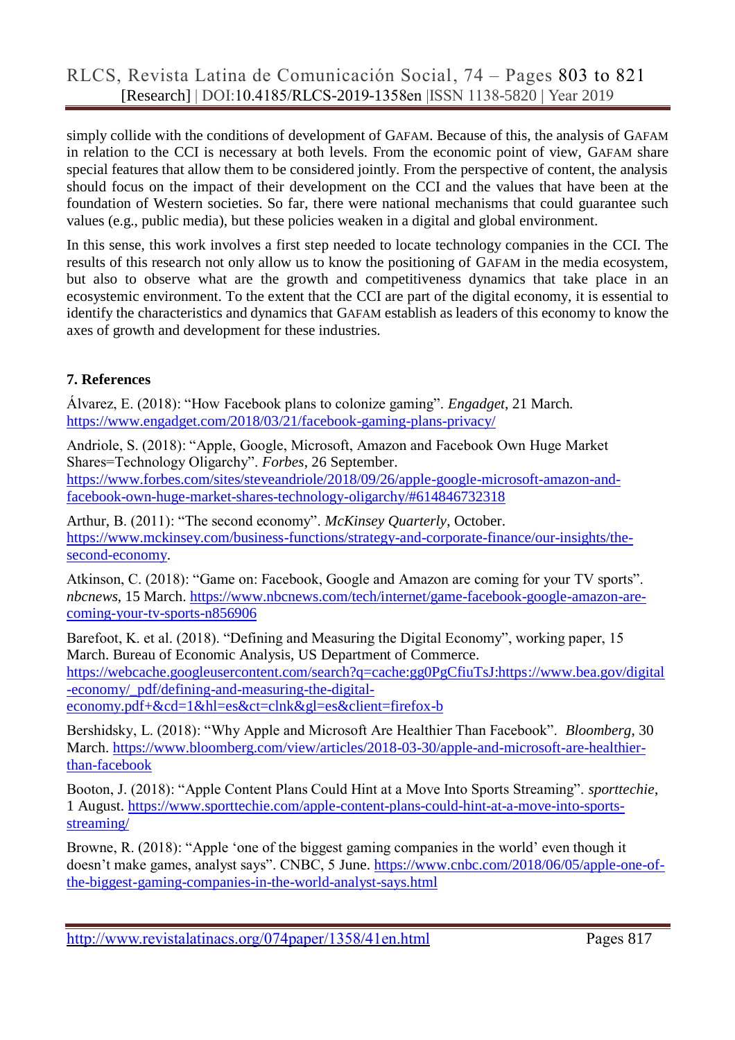simply collide with the conditions of development of GAFAM. Because of this, the analysis of GAFAM in relation to the CCI is necessary at both levels. From the economic point of view, GAFAM share special features that allow them to be considered jointly. From the perspective of content, the analysis should focus on the impact of their development on the CCI and the values that have been at the foundation of Western societies. So far, there were national mechanisms that could guarantee such values (e.g., public media), but these policies weaken in a digital and global environment.

In this sense, this work involves a first step needed to locate technology companies in the CCI. The results of this research not only allow us to know the positioning of GAFAM in the media ecosystem, but also to observe what are the growth and competitiveness dynamics that take place in an ecosystemic environment. To the extent that the CCI are part of the digital economy, it is essential to identify the characteristics and dynamics that GAFAM establish as leaders of this economy to know the axes of growth and development for these industries.

## 7. References

Álvarez, E. (2018): "How Facebook plans to colonize gaming". *Engadget*, 21 March. https://www.engadget.com/2018/03/21/facebook-gaming-plans-privacy/

Andriole, S. (2018): "Apple, Google, Microsoft, Amazon and Facebook Own Huge Market Shares=Technology Oligarchy". *Forbes*, 26 September. https://www.forbes.com/sites/steveandriole/2018/09/26/apple-google-microsoft-amazon-and-facebook-own-huge-market-shares-technology-oligarchy/#614846732318

Arthur, B. (2011): "The second economy". *McKinsey Quarterly*, October. https://www.mckinsey.com/business-functions/strategy-and-corporate-finance/our-insights/the-second-economy.

Atkinson, C. (2018): "Game on: Facebook, Google and Amazon are coming for your TV sports". *nbcnews*, 15 March. https://www.nbcnews.com/tech/internet/game-facebook-google-amazon-are-coming-your-tv-sports-n856906

Barefoot, K. et al. (2018). "Defining and Measuring the Digital Economy", working paper, 15 March. Bureau of Economic Analysis, US Department of Commerce. https://webcache.googleusercontent.com/search?q=cache:gg0PgCfiuTsJ:https://www.bea.gov/digital-economy/_pdf/defining-and-measuring-the-digital-economy.pdf+&cd=1&hl=es&ct=clnk&gl=es&client=firefox-b

Bershidsky, L. (2018): "Why Apple and Microsoft Are Healthier Than Facebook". *Bloomberg*, 30 March. https://www.bloomberg.com/view/articles/2018-03-30/apple-and-microsoft-are-healthier-than-facebook

Booton, J. (2018): "Apple Content Plans Could Hint at a Move Into Sports Streaming". *sporttechie*, 1 August. https://www.sporttechie.com/apple-content-plans-could-hint-at-a-move-into-sports-streaming/

Browne, R. (2018): "Apple 'one of the biggest gaming companies in the world' even though it doesn't make games, analyst says". CNBC, 5 June. https://www.cnbc.com/2018/06/05/apple-one-of-the-biggest-gaming-companies-in-the-world-analyst-says.html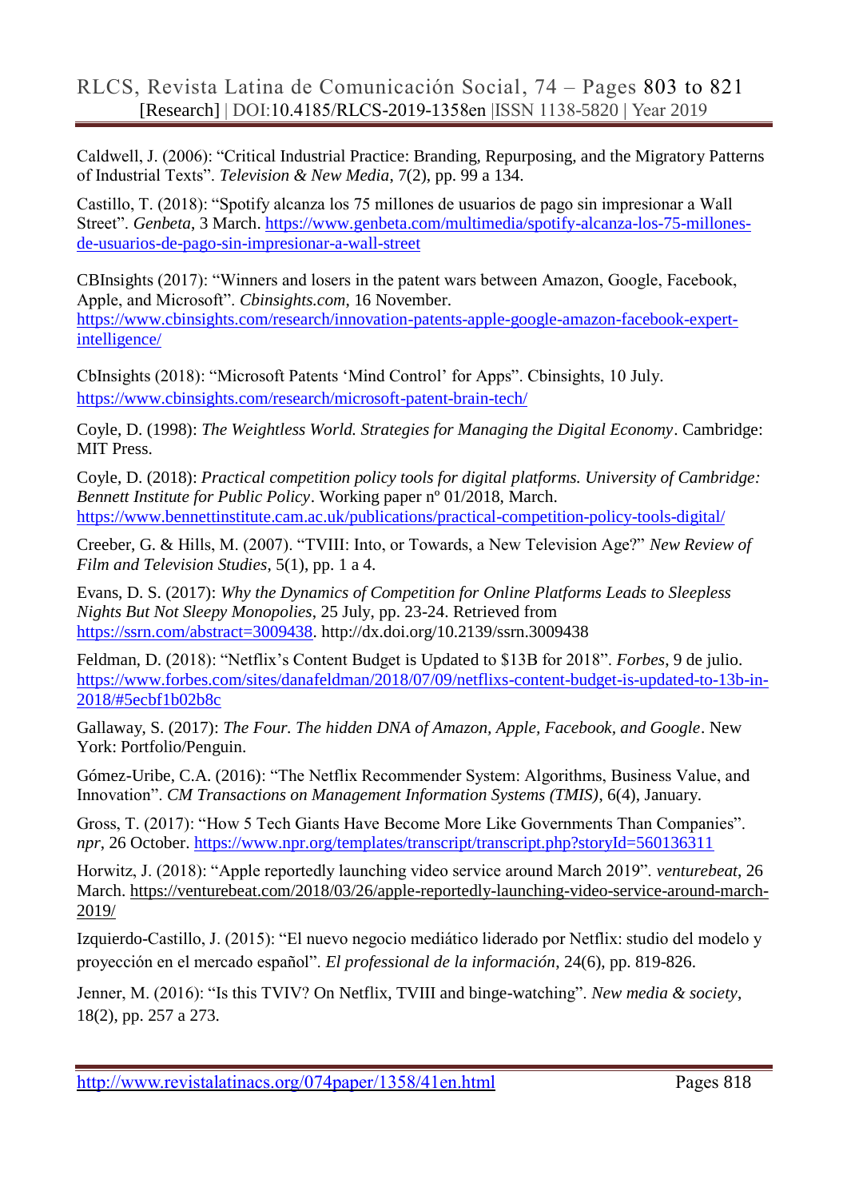Caldwell, J. (2006): “Critical Industrial Practice: Branding, Repurposing, and the Migratory Patterns of Industrial Texts”. *Television & New Media*, 7(2), pp. 99 a 134.

Castillo, T. (2018): “Spotify alcanza los 75 millones de usuarios de pago sin impresionar a Wall Street”. *Genbeta*, 3 March. https://www.genbeta.com/multimedia/spotify-alcanza-los-75-millones-de-usuarios-de-pago-sin-impresionar-a-wall-street

CBInsights (2017): “Winners and losers in the patent wars between Amazon, Google, Facebook, Apple, and Microsoft”. *Cbinsights.com*, 16 November. https://www.cbinsights.com/research/innovation-patents-apple-google-amazon-facebook-expert-intelligence/

CbInsights (2018): “Microsoft Patents ‘Mind Control’ for Apps”. Cbinsights, 10 July. https://www.cbinsights.com/research/microsoft-patent-brain-tech/

Coyle, D. (1998): *The Weightless World. Strategies for Managing the Digital Economy*. Cambridge: MIT Press.

Coyle, D. (2018): *Practical competition policy tools for digital platforms. University of Cambridge: Bennett Institute for Public Policy*. Working paper nº 01/2018, March. https://www.bennettinstitute.cam.ac.uk/publications/practical-competition-policy-tools-digital/

Creeber, G. & Hills, M. (2007). “TVIII: Into, or Towards, a New Television Age?” *New Review of Film and Television Studies*, 5(1), pp. 1 a 4.

Evans, D. S. (2017): *Why the Dynamics of Competition for Online Platforms Leads to Sleepless Nights But Not Sleepy Monopolies*, 25 July, pp. 23-24. Retrieved from https://ssrn.com/abstract=3009438. http://dx.doi.org/10.2139/ssrn.3009438

Feldman, D. (2018): “Netflix’s Content Budget is Updated to $13B for 2018”. *Forbes*, 9 de julio. https://www.forbes.com/sites/danafeldman/2018/07/09/netflixs-content-budget-is-updated-to-13b-in-2018/#5ecbf1b02b8c

Gallaway, S. (2017): *The Four. The hidden DNA of Amazon, Apple, Facebook, and Google*. New York: Portfolio/Penguin.

Gómez-Uribe, C.A. (2016): “The Netflix Recommender System: Algorithms, Business Value, and Innovation”. *CM Transactions on Management Information Systems (TMIS)*, 6(4), January.

Gross, T. (2017): “How 5 Tech Giants Have Become More Like Governments Than Companies”. *npr*, 26 October. https://www.npr.org/templates/transcript/transcript.php?storyId=560136311

Horwitz, J. (2018): “Apple reportedly launching video service around March 2019”. *venturebeat*, 26 March. https://venturebeat.com/2018/03/26/apple-reportedly-launching-video-service-around-march-2019/

Izquierdo-Castillo, J. (2015): “El nuevo negocio mediático liderado por Netflix: studio del modelo y proyección en el mercado español”. *El professional de la información*, 24(6), pp. 819-826.

Jenner, M. (2016): “Is this TVIV? On Netflix, TVIII and binge-watching”. *New media & society*, 18(2), pp. 257 a 273.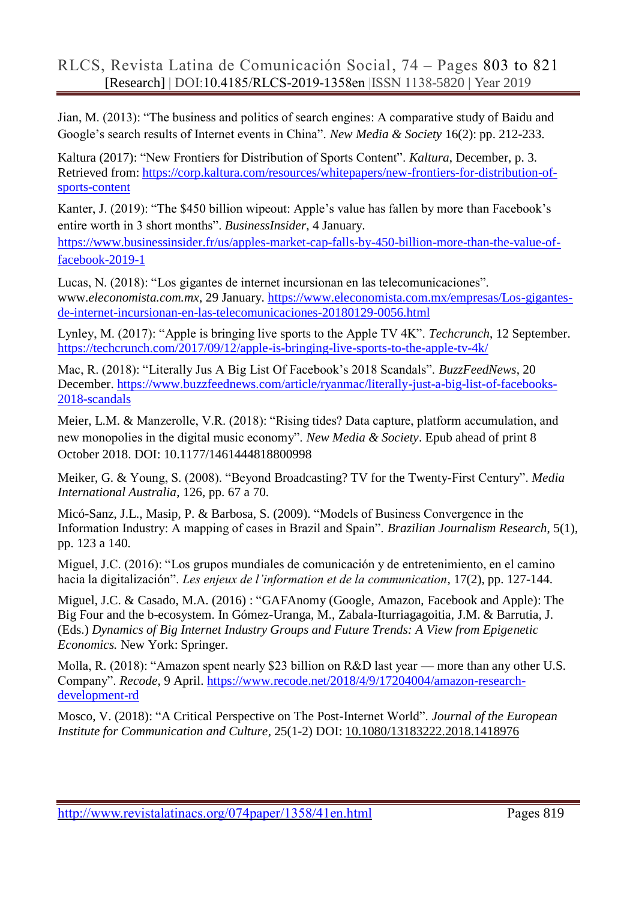Jian, M. (2013): "The business and politics of search engines: A comparative study of Baidu and Google's search results of Internet events in China". *New Media & Society* 16(2): pp. 212-233.

Kaltura (2017): "New Frontiers for Distribution of Sports Content". *Kaltura*, December, p. 3. Retrieved from: https://corp.kaltura.com/resources/whitepapers/new-frontiers-for-distribution-of-sports-content

Kanter, J. (2019): "The $450 billion wipeout: Apple's value has fallen by more than Facebook's entire worth in 3 short months". *BusinessInsider*, 4 January. https://www.businessinsider.fr/us/apples-market-cap-falls-by-450-billion-more-than-the-value-of-facebook-2019-1

Lucas, N. (2018): "Los gigantes de internet incursionan en las telecomunicaciones". www.*eleconomista.com.mx*, 29 January. https://www.eleconomista.com.mx/empresas/Los-gigantes-de-internet-incursionan-en-las-telecomunicaciones-20180129-0056.html

Lynley, M. (2017): "Apple is bringing live sports to the Apple TV 4K". *Techcrunch*, 12 September. https://techcrunch.com/2017/09/12/apple-is-bringing-live-sports-to-the-apple-tv-4k/

Mac, R. (2018): "Literally Jus A Big List Of Facebook's 2018 Scandals". *BuzzFeedNews*, 20 December. https://www.buzzfeednews.com/article/ryanmac/literally-just-a-big-list-of-facebooks-2018-scandals

Meier, L.M. & Manzerolle, V.R. (2018): "Rising tides? Data capture, platform accumulation, and new monopolies in the digital music economy". *New Media & Society*. Epub ahead of print 8 October 2018. DOI: 10.1177/1461444818800998

Meiker, G. & Young, S. (2008). "Beyond Broadcasting? TV for the Twenty-First Century". *Media International Australia*, 126, pp. 67 a 70.

Micó-Sanz, J.L., Masip, P. & Barbosa, S. (2009). "Models of Business Convergence in the Information Industry: A mapping of cases in Brazil and Spain". *Brazilian Journalism Research*, 5(1), pp. 123 a 140.

Miguel, J.C. (2016): "Los grupos mundiales de comunicación y de entretenimiento, en el camino hacia la digitalización". *Les enjeux de l'information et de la communication*, 17(2), pp. 127-144.

Miguel, J.C. & Casado, M.A. (2016) : "GAFAnomy (Google, Amazon, Facebook and Apple): The Big Four and the b-ecosystem. In Gómez-Uranga, M., Zabala-Iturriagagoitia, J.M. & Barrutia, J. (Eds.) *Dynamics of Big Internet Industry Groups and Future Trends: A View from Epigenetic Economics.* New York: Springer.

Molla, R. (2018): "Amazon spent nearly $23 billion on R&D last year — more than any other U.S. Company". *Recode*, 9 April. https://www.recode.net/2018/4/9/17204004/amazon-research-development-rd

Mosco, V. (2018): "A Critical Perspective on The Post-Internet World". *Journal of the European Institute for Communication and Culture*, 25(1-2) DOI: 10.1080/13183222.2018.1418976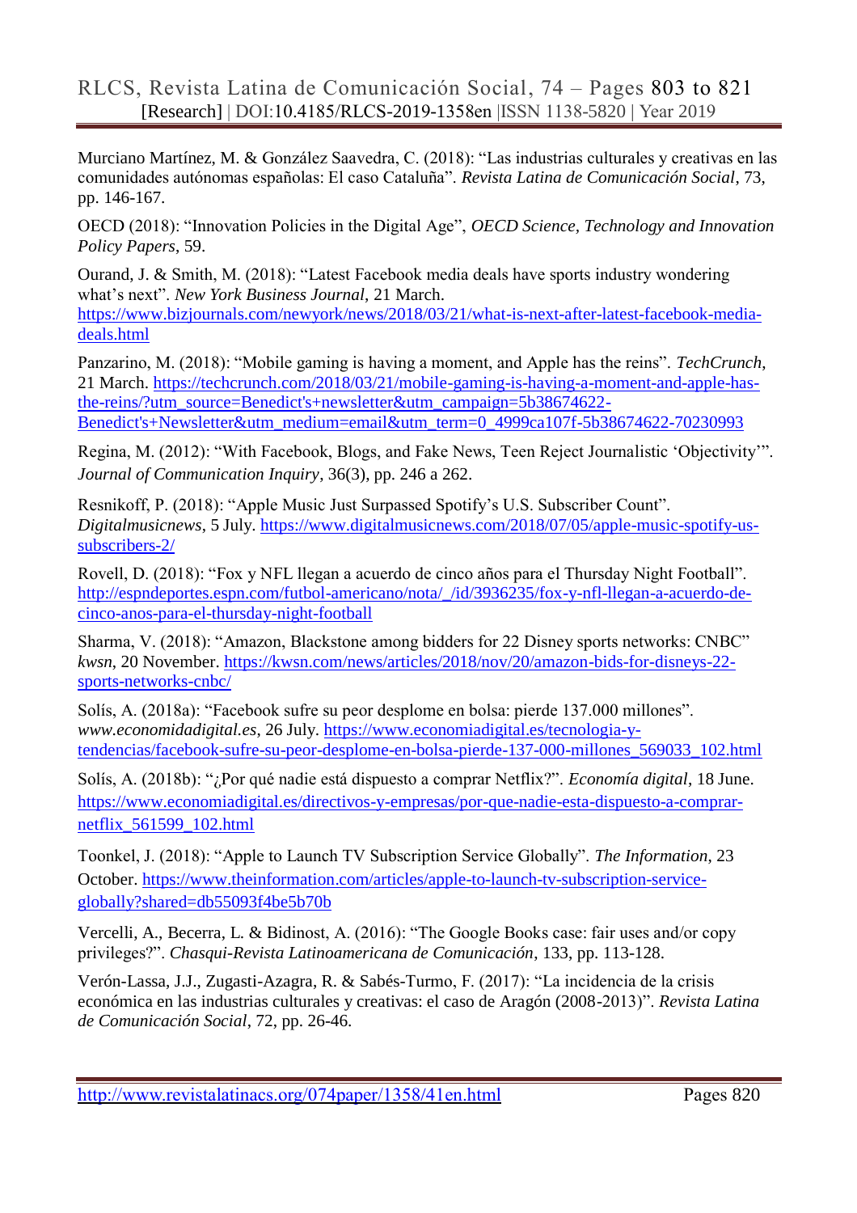Murciano Martínez, M. & González Saavedra, C. (2018): "Las industrias culturales y creativas en las comunidades autónomas españolas: El caso Cataluña". *Revista Latina de Comunicación Social*, 73, pp. 146-167.

OECD (2018): "Innovation Policies in the Digital Age", *OECD Science, Technology and Innovation Policy Papers*, 59.

Ourand, J. & Smith, M. (2018): "Latest Facebook media deals have sports industry wondering what's next". *New York Business Journal*, 21 March. https://www.bizjournals.com/newyork/news/2018/03/21/what-is-next-after-latest-facebook-media-deals.html

Panzarino, M. (2018): "Mobile gaming is having a moment, and Apple has the reins". *TechCrunch*, 21 March. https://techcrunch.com/2018/03/21/mobile-gaming-is-having-a-moment-and-apple-has-the-reins/?utm_source=Benedict's+newsletter&utm_campaign=5b38674622-Benedict's+Newsletter&utm_medium=email&utm_term=0_4999ca107f-5b38674622-70230993

Regina, M. (2012): "With Facebook, Blogs, and Fake News, Teen Reject Journalistic 'Objectivity'". *Journal of Communication Inquiry*, 36(3), pp. 246 a 262.

Resnikoff, P. (2018): "Apple Music Just Surpassed Spotify's U.S. Subscriber Count". *Digitalmusicnews*, 5 July. https://www.digitalmusicnews.com/2018/07/05/apple-music-spotify-us-subscribers-2/

Rovell, D. (2018): "Fox y NFL llegan a acuerdo de cinco años para el Thursday Night Football". http://espndeportes.espn.com/futbol-americano/nota/_/id/3936235/fox-y-nfl-llegan-a-acuerdo-de-cinco-anos-para-el-thursday-night-football

Sharma, V. (2018): "Amazon, Blackstone among bidders for 22 Disney sports networks: CNBC" *kwsn*, 20 November. https://kwsn.com/news/articles/2018/nov/20/amazon-bids-for-disneys-22-sports-networks-cnbc/

Solís, A. (2018a): "Facebook sufre su peor desplome en bolsa: pierde 137.000 millones". *www.economidadigital.es*, 26 July. https://www.economiadigital.es/tecnologia-y-tendencias/facebook-sufre-su-peor-desplome-en-bolsa-pierde-137-000-millones_569033_102.html

Solís, A. (2018b): "¿Por qué nadie está dispuesto a comprar Netflix?". *Economía digital*, 18 June. https://www.economiadigital.es/directivos-y-empresas/por-que-nadie-esta-dispuesto-a-comprar-netflix_561599_102.html

Toonkel, J. (2018): "Apple to Launch TV Subscription Service Globally". *The Information*, 23 October. https://www.theinformation.com/articles/apple-to-launch-tv-subscription-service-globally?shared=db55093f4be5b70b

Vercelli, A., Becerra, L. & Bidinost, A. (2016): "The Google Books case: fair uses and/or copy privileges?". *Chasqui-Revista Latinoamericana de Comunicación*, 133, pp. 113-128.

Verón-Lassa, J.J., Zugasti-Azagra, R. & Sabés-Turmo, F. (2017): "La incidencia de la crisis económica en las industrias culturales y creativas: el caso de Aragón (2008-2013)". *Revista Latina de Comunicación Social*, 72, pp. 26-46.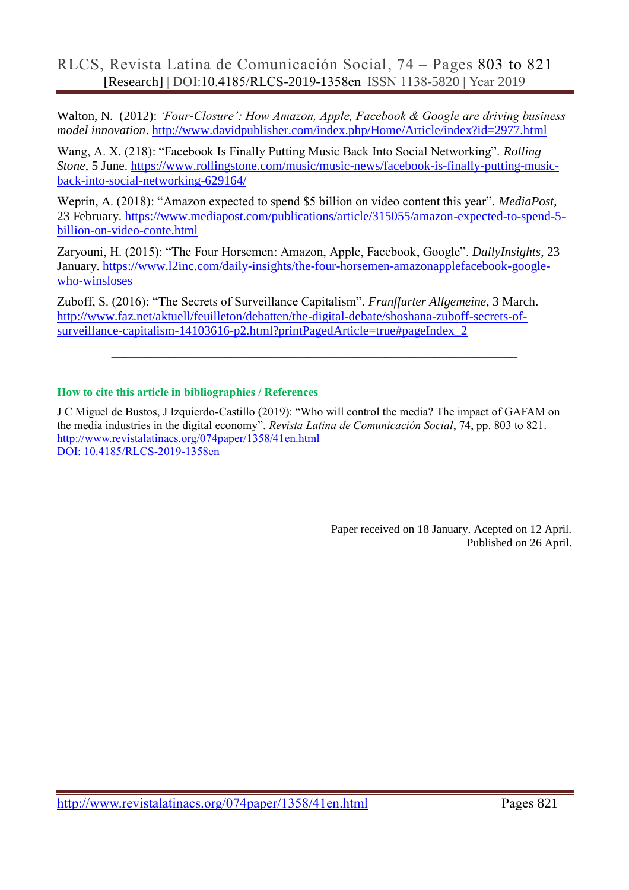Walton, N. (2012): *'Four-Closure': How Amazon, Apple, Facebook & Google are driving business model innovation*. http://www.davidpublisher.com/index.php/Home/Article/index?id=2977.html

Wang, A. X. (218): "Facebook Is Finally Putting Music Back Into Social Networking". *Rolling Stone*, 5 June. https://www.rollingstone.com/music/music-news/facebook-is-finally-putting-music-back-into-social-networking-629164/

Weprin, A. (2018): "Amazon expected to spend $5 billion on video content this year". *MediaPost*, 23 February. https://www.mediapost.com/publications/article/315055/amazon-expected-to-spend-5-billion-on-video-conte.html

Zaryouni, H. (2015): "The Four Horsemen: Amazon, Apple, Facebook, Google". *DailyInsights*, 23 January. https://www.l2inc.com/daily-insights/the-four-horsemen-amazonapplefacebook-google-who-winsloses

Zuboff, S. (2016): "The Secrets of Surveillance Capitalism". *Franffurter Allgemeine*, 3 March. http://www.faz.net/aktuell/feuilleton/debatten/the-digital-debate/shoshana-zuboff-secrets-of-surveillance-capitalism-14103616-p2.html?printPagedArticle=true#pageIndex_2

---

**How to cite this article in bibliographies / References**

J C Miguel de Bustos, J Izquierdo-Castillo (2019): "Who will control the media? The impact of GAFAM on the media industries in the digital economy". *Revista Latina de Comunicación Social*, 74, pp. 803 to 821.
http://www.revistalatinacs.org/074paper/1358/41en.html
DOI: 10.4185/RLCS-2019-1358en

Paper received on 18 January. Acepted on 12 April.
Published on 26 April.